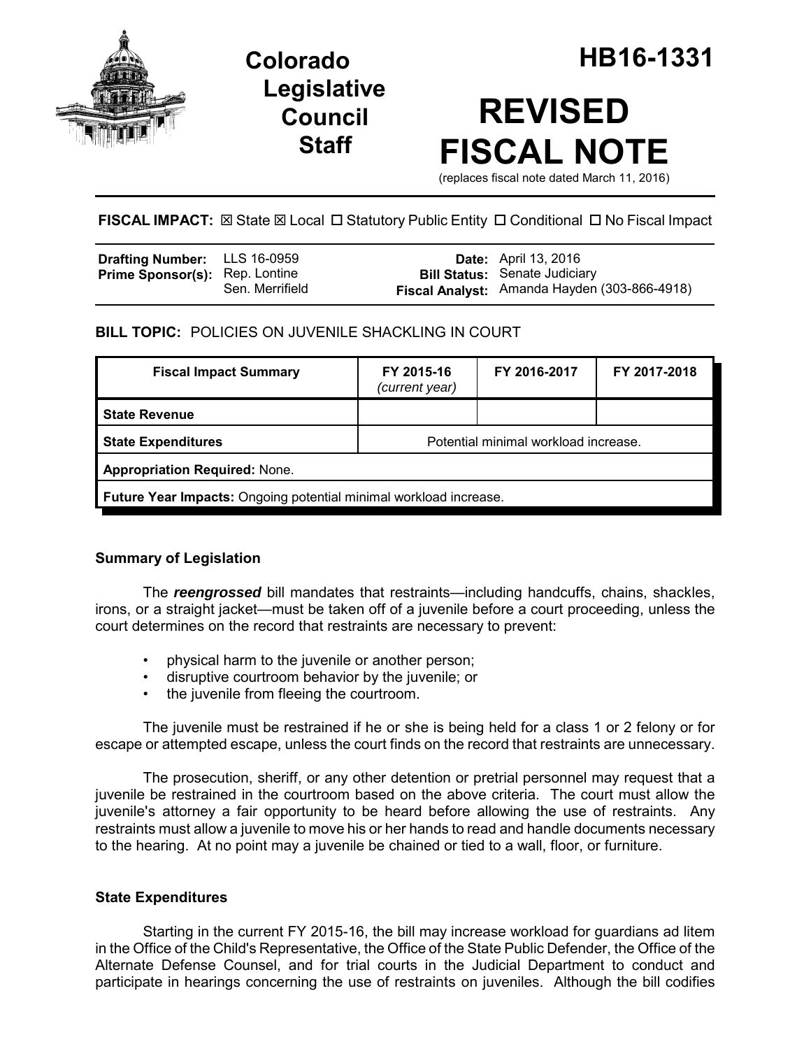# Colorado Legislative Council Staff

# HB16-1331

# REVISED FISCAL NOTE

(replaces fiscal note dated March 11, 2016)

**FISCAL IMPACT:** ☒ State ☒ Local ☐ Statutory Public Entity ☐ Conditional ☐ No Fiscal Impact

| | | | |
|---|---|---|---|
| **Drafting Number:** | LLS 16-0959 | **Date:** | April 13, 2016 |
| **Prime Sponsor(s):** | Rep. Lontine<br>Sen. Merrifield | **Bill Status:** | Senate Judiciary |
| | | **Fiscal Analyst:** | Amanda Hayden (303-866-4918) |

**BILL TOPIC:** POLICIES ON JUVENILE SHACKLING IN COURT

| Fiscal Impact Summary | FY 2015-16 *(current year)* | FY 2016-2017 | FY 2017-2018 |
|---|---|---|---|
| **State Revenue** | | | |
| **State Expenditures** | Potential minimal workload increase. | | |
| **Appropriation Required:** None. | | | |
| **Future Year Impacts:** Ongoing potential minimal workload increase. | | | |

### Summary of Legislation

The ***reengrossed*** bill mandates that restraints—including handcuffs, chains, shackles, irons, or a straight jacket—must be taken off of a juvenile before a court proceeding, unless the court determines on the record that restraints are necessary to prevent:

- physical harm to the juvenile or another person;
- disruptive courtroom behavior by the juvenile; or
- the juvenile from fleeing the courtroom.

The juvenile must be restrained if he or she is being held for a class 1 or 2 felony or for escape or attempted escape, unless the court finds on the record that restraints are unnecessary.

The prosecution, sheriff, or any other detention or pretrial personnel may request that a juvenile be restrained in the courtroom based on the above criteria. The court must allow the juvenile's attorney a fair opportunity to be heard before allowing the use of restraints. Any restraints must allow a juvenile to move his or her hands to read and handle documents necessary to the hearing. At no point may a juvenile be chained or tied to a wall, floor, or furniture.

### State Expenditures

Starting in the current FY 2015-16, the bill may increase workload for guardians ad litem in the Office of the Child's Representative, the Office of the State Public Defender, the Office of the Alternate Defense Counsel, and for trial courts in the Judicial Department to conduct and participate in hearings concerning the use of restraints on juveniles. Although the bill codifies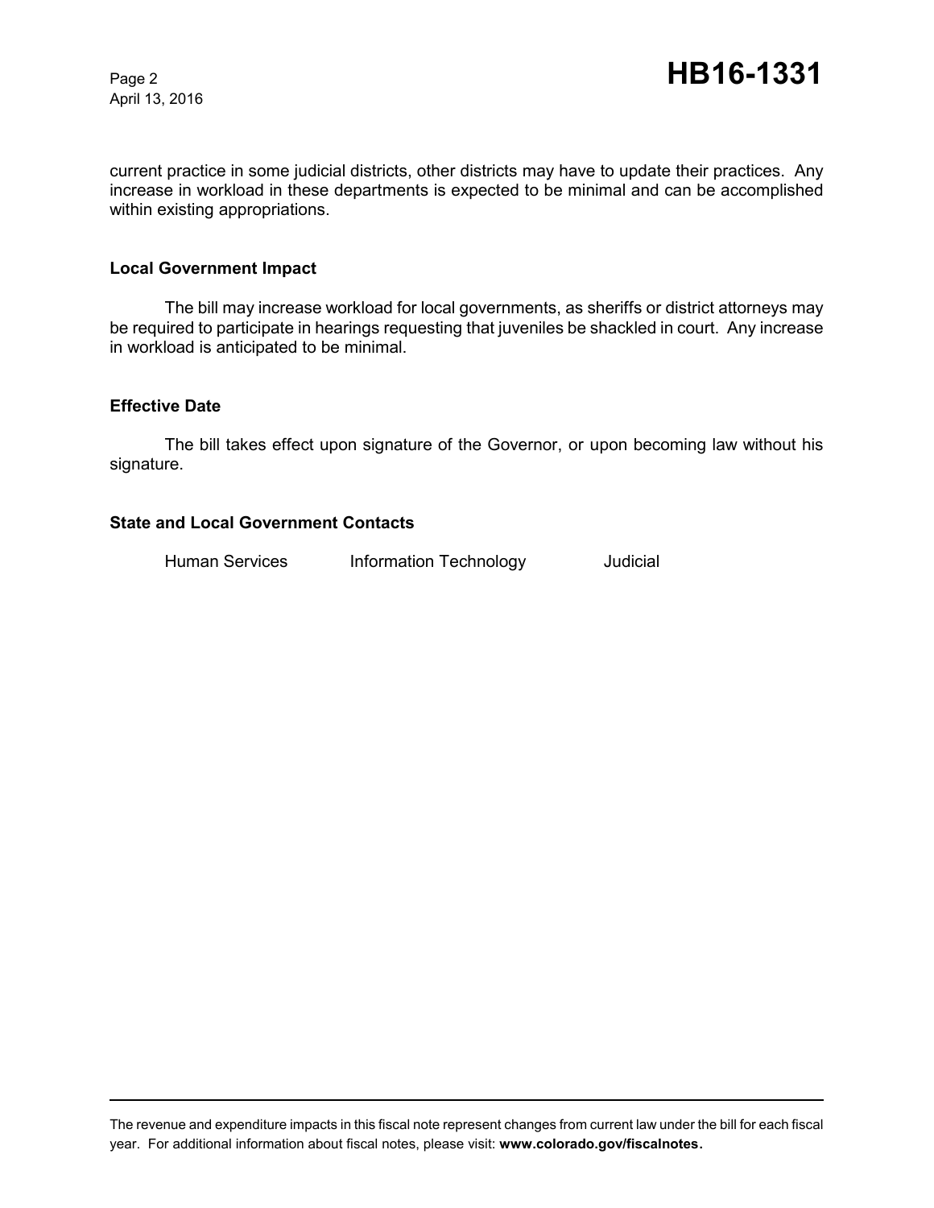current practice in some judicial districts, other districts may have to update their practices. Any increase in workload in these departments is expected to be minimal and can be accomplished within existing appropriations.

### Local Government Impact

The bill may increase workload for local governments, as sheriffs or district attorneys may be required to participate in hearings requesting that juveniles be shackled in court. Any increase in workload is anticipated to be minimal.

### Effective Date

The bill takes effect upon signature of the Governor, or upon becoming law without his signature.

### State and Local Government Contacts

Human Services    Information Technology    Judicial

The revenue and expenditure impacts in this fiscal note represent changes from current law under the bill for each fiscal year. For additional information about fiscal notes, please visit: **www.colorado.gov/fiscalnotes.**